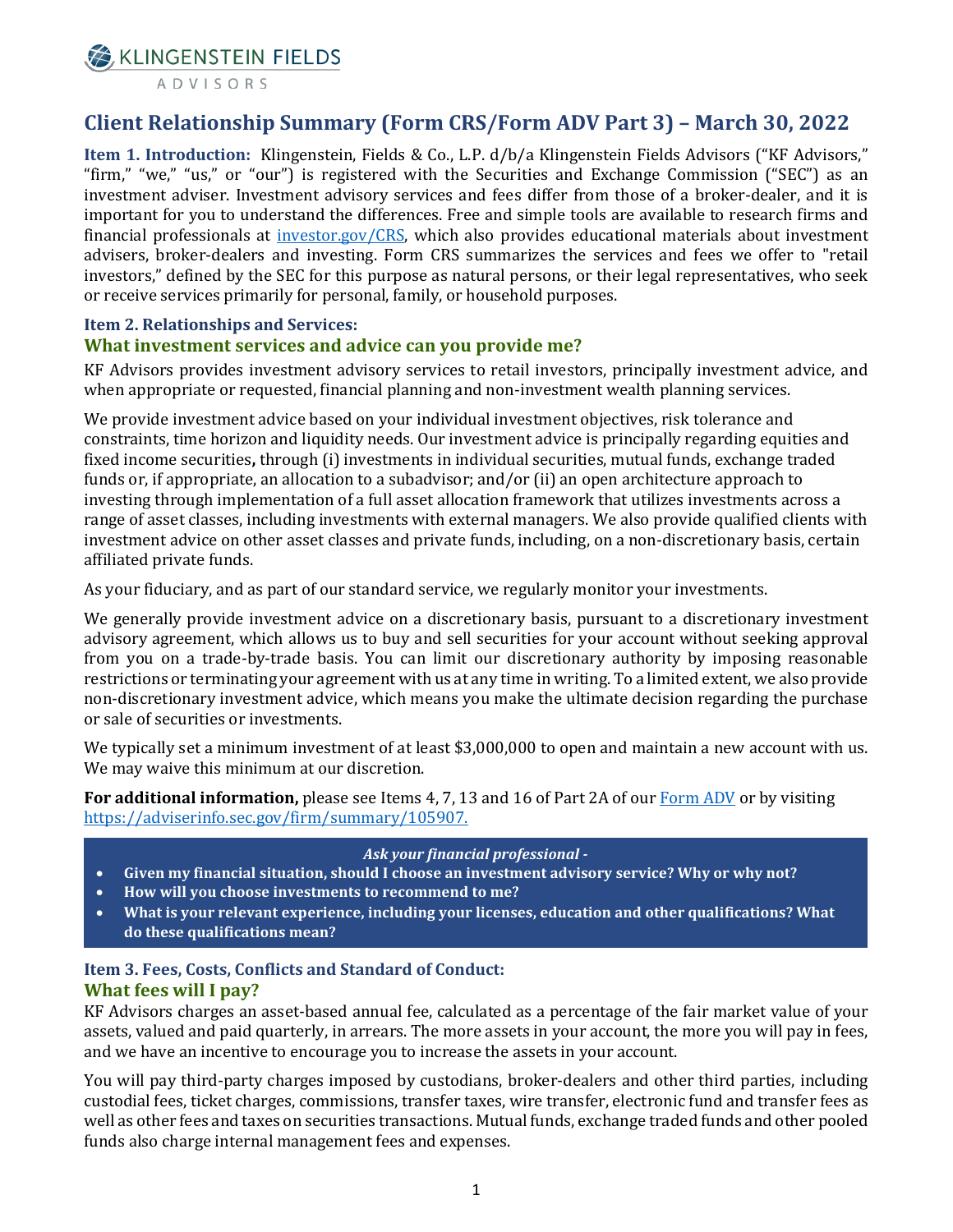KLINGENSTEIN FIELDS ADVISORS

# Client Relationship Summary (Form CRS/Form ADV Part 3) – March 30, 2022

**Item 1. Introduction:** Klingenstein, Fields & Co., L.P. d/b/a Klingenstein Fields Advisors ("KF Advisors," "firm," "we," "us," or "our") is registered with the Securities and Exchange Commission ("SEC") as an investment adviser. Investment advisory services and fees differ from those of a broker-dealer, and it is important for you to understand the differences. Free and simple tools are available to research firms and financial professionals at [investor.gov/CRS](investor.gov/CRS), which also provides educational materials about investment advisers, broker-dealers and investing. Form CRS summarizes the services and fees we offer to "retail investors," defined by the SEC for this purpose as natural persons, or their legal representatives, who seek or receive services primarily for personal, family, or household purposes.

## Item 2. Relationships and Services:

### What investment services and advice can you provide me?

KF Advisors provides investment advisory services to retail investors, principally investment advice, and when appropriate or requested, financial planning and non-investment wealth planning services.

We provide investment advice based on your individual investment objectives, risk tolerance and constraints, time horizon and liquidity needs. Our investment advice is principally regarding equities and fixed income securities**,** through (i) investments in individual securities, mutual funds, exchange traded funds or, if appropriate, an allocation to a subadvisor; and/or (ii) an open architecture approach to investing through implementation of a full asset allocation framework that utilizes investments across a range of asset classes, including investments with external managers. We also provide qualified clients with investment advice on other asset classes and private funds, including, on a non-discretionary basis, certain affiliated private funds.

As your fiduciary, and as part of our standard service, we regularly monitor your investments.

We generally provide investment advice on a discretionary basis, pursuant to a discretionary investment advisory agreement, which allows us to buy and sell securities for your account without seeking approval from you on a trade-by-trade basis. You can limit our discretionary authority by imposing reasonable restrictions or terminating your agreement with us at any time in writing. To a limited extent, we also provide non-discretionary investment advice, which means you make the ultimate decision regarding the purchase or sale of securities or investments.

We typically set a minimum investment of at least $3,000,000 to open and maintain a new account with us. We may waive this minimum at our discretion.

**For additional information,** please see Items 4, 7, 13 and 16 of Part 2A of our Form ADV or by visiting [https://adviserinfo.sec.gov/firm/summary/105907.](https://adviserinfo.sec.gov/firm/summary/105907)

> ***Ask your financial professional -***
> - **Given my financial situation, should I choose an investment advisory service? Why or why not?**
> - **How will you choose investments to recommend to me?**
> - **What is your relevant experience, including your licenses, education and other qualifications? What do these qualifications mean?**

## Item 3. Fees, Costs, Conflicts and Standard of Conduct:

### What fees will I pay?

KF Advisors charges an asset-based annual fee, calculated as a percentage of the fair market value of your assets, valued and paid quarterly, in arrears. The more assets in your account, the more you will pay in fees, and we have an incentive to encourage you to increase the assets in your account.

You will pay third-party charges imposed by custodians, broker-dealers and other third parties, including custodial fees, ticket charges, commissions, transfer taxes, wire transfer, electronic fund and transfer fees as well as other fees and taxes on securities transactions. Mutual funds, exchange traded funds and other pooled funds also charge internal management fees and expenses.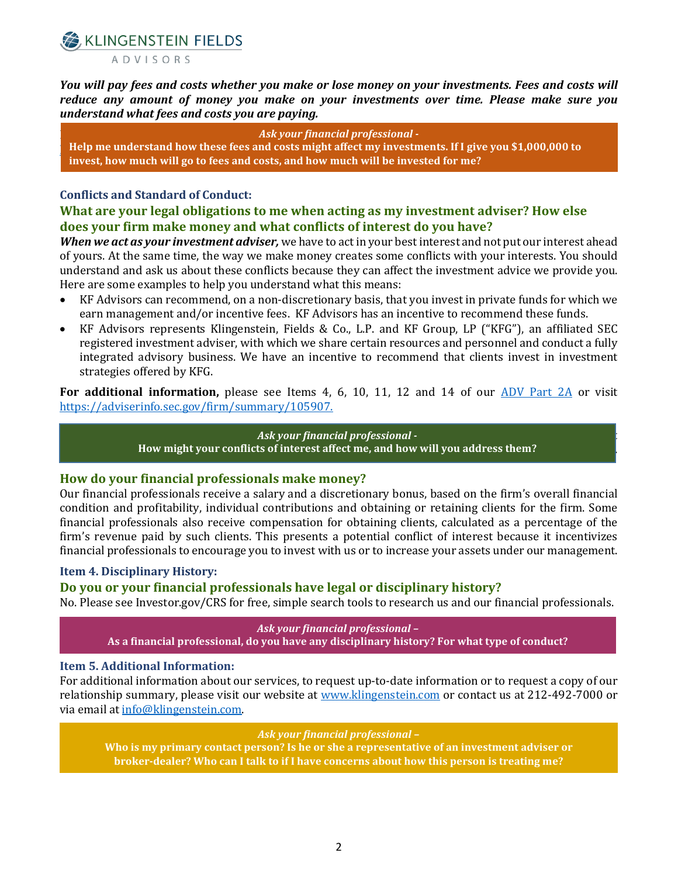***You will pay fees and costs whether you make or lose money on your investments. Fees and costs will reduce any amount of money you make on your investments over time. Please make sure you understand what fees and costs you are paying.***

> *Ask your financial professional -*
> **Help me understand how these fees and costs might affect my investments. If I give you $1,000,000 to invest, how much will go to fees and costs, and how much will be invested for me?**

### Conflicts and Standard of Conduct:

## What are your legal obligations to me when acting as my investment adviser? How else does your firm make money and what conflicts of interest do you have?

***When we act as your investment adviser,*** we have to act in your best interest and not put our interest ahead of yours. At the same time, the way we make money creates some conflicts with your interests. You should understand and ask us about these conflicts because they can affect the investment advice we provide you. Here are some examples to help you understand what this means:

- KF Advisors can recommend, on a non-discretionary basis, that you invest in private funds for which we earn management and/or incentive fees. KF Advisors has an incentive to recommend these funds.
- KF Advisors represents Klingenstein, Fields & Co., L.P. and KF Group, LP ("KFG"), an affiliated SEC registered investment adviser, with which we share certain resources and personnel and conduct a fully integrated advisory business. We have an incentive to recommend that clients invest in investment strategies offered by KFG.

**For additional information,** please see Items 4, 6, 10, 11, 12 and 14 of our [ADV Part 2A]() or visit [https://adviserinfo.sec.gov/firm/summary/105907.](https://adviserinfo.sec.gov/firm/summary/105907)

> *Ask your financial professional -*
> **How might your conflicts of interest affect me, and how will you address them?**

## How do your financial professionals make money?

Our financial professionals receive a salary and a discretionary bonus, based on the firm's overall financial condition and profitability, individual contributions and obtaining or retaining clients for the firm. Some financial professionals also receive compensation for obtaining clients, calculated as a percentage of the firm's revenue paid by such clients. This presents a potential conflict of interest because it incentivizes financial professionals to encourage you to invest with us or to increase your assets under our management.

### Item 4. Disciplinary History:

## Do you or your financial professionals have legal or disciplinary history?

No. Please see Investor.gov/CRS for free, simple search tools to research us and our financial professionals.

> *Ask your financial professional –*
> **As a financial professional, do you have any disciplinary history? For what type of conduct?**

### Item 5. Additional Information:

For additional information about our services, to request up-to-date information or to request a copy of our relationship summary, please visit our website at [www.klingenstein.com](http://www.klingenstein.com) or contact us at 212-492-7000 or via email at [info@klingenstein.com](mailto:info@klingenstein.com).

> *Ask your financial professional –*
> **Who is my primary contact person? Is he or she a representative of an investment adviser or broker-dealer? Who can I talk to if I have concerns about how this person is treating me?**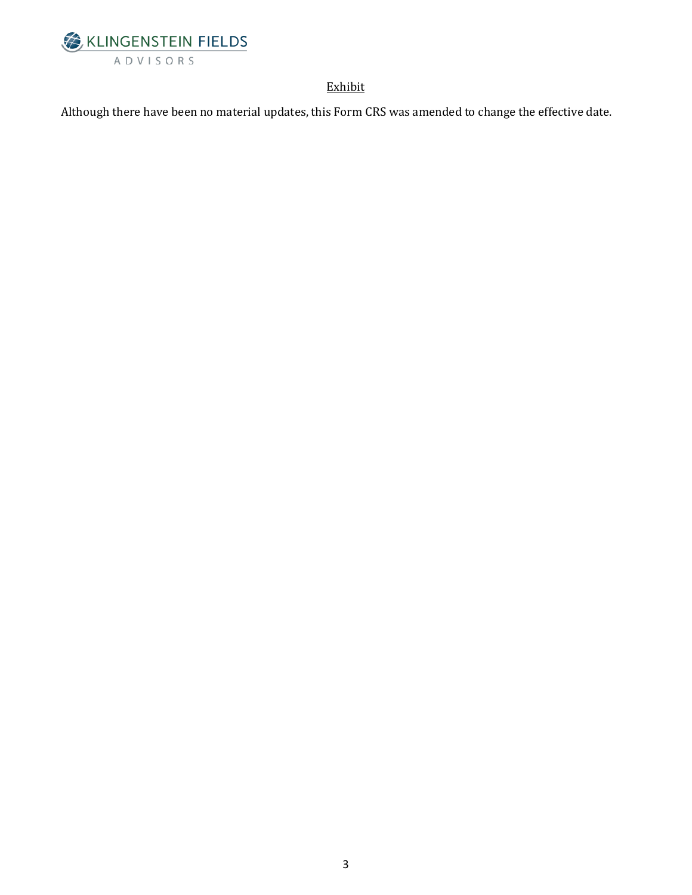KLINGENSTEIN FIELDS

ADVISORS

Exhibit

Although there have been no material updates, this Form CRS was amended to change the effective date.